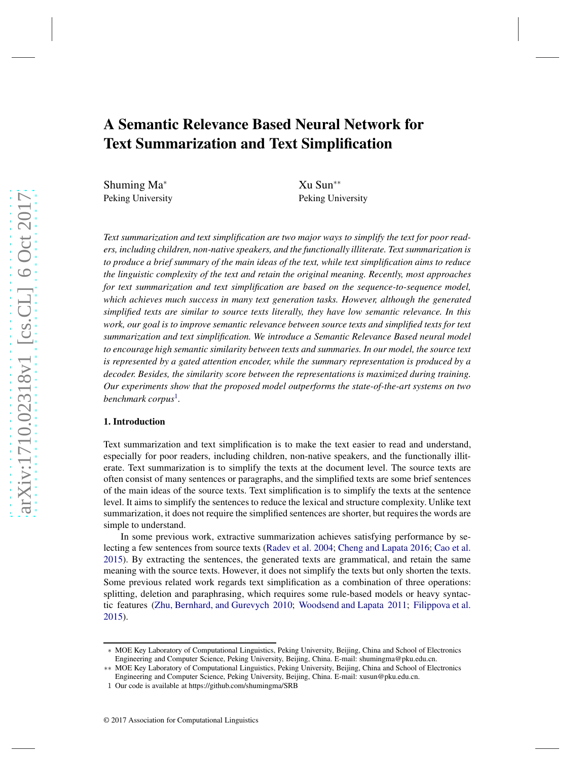# A Semantic Relevance Based Neural Network for Text Summarization and Text Simplification

Shuming Ma[*]
Peking University

Xu Sun[**]
Peking University

*Text summarization and text simplification are two major ways to simplify the text for poor readers, including children, non-native speakers, and the functionally illiterate. Text summarization is to produce a brief summary of the main ideas of the text, while text simplification aims to reduce the linguistic complexity of the text and retain the original meaning. Recently, most approaches for text summarization and text simplification are based on the sequence-to-sequence model, which achieves much success in many text generation tasks. However, although the generated simplified texts are similar to source texts literally, they have low semantic relevance. In this work, our goal is to improve semantic relevance between source texts and simplified texts for text summarization and text simplification. We introduce a Semantic Relevance Based neural model to encourage high semantic similarity between texts and summaries. In our model, the source text is represented by a gated attention encoder, while the summary representation is produced by a decoder. Besides, the similarity score between the representations is maximized during training. Our experiments show that the proposed model outperforms the state-of-the-art systems on two benchmark corpus*[1].

## 1. Introduction

Text summarization and text simplification is to make the text easier to read and understand, especially for poor readers, including children, non-native speakers, and the functionally illiterate. Text summarization is to simplify the texts at the document level. The source texts are often consist of many sentences or paragraphs, and the simplified texts are some brief sentences of the main ideas of the source texts. Text simplification is to simplify the texts at the sentence level. It aims to simplify the sentences to reduce the lexical and structure complexity. Unlike text summarization, it does not require the simplified sentences are shorter, but requires the words are simple to understand.

In some previous work, extractive summarization achieves satisfying performance by selecting a few sentences from source texts (Radev et al. 2004; Cheng and Lapata 2016; Cao et al. 2015). By extracting the sentences, the generated texts are grammatical, and retain the same meaning with the source texts. However, it does not simplify the texts but only shorten the texts. Some previous related work regards text simplification as a combination of three operations: splitting, deletion and paraphrasing, which requires some rule-based models or heavy syntactic features (Zhu, Bernhard, and Gurevych 2010; Woodsend and Lapata 2011; Filippova et al. 2015).

---

[*] MOE Key Laboratory of Computational Linguistics, Peking University, Beijing, China and School of Electronics Engineering and Computer Science, Peking University, Beijing, China. E-mail: shumingma@pku.edu.cn.

[**] MOE Key Laboratory of Computational Linguistics, Peking University, Beijing, China and School of Electronics Engineering and Computer Science, Peking University, Beijing, China. E-mail: xusun@pku.edu.cn.

[1] Our code is available at https://github.com/shumingma/SRB

© 2017 Association for Computational Linguistics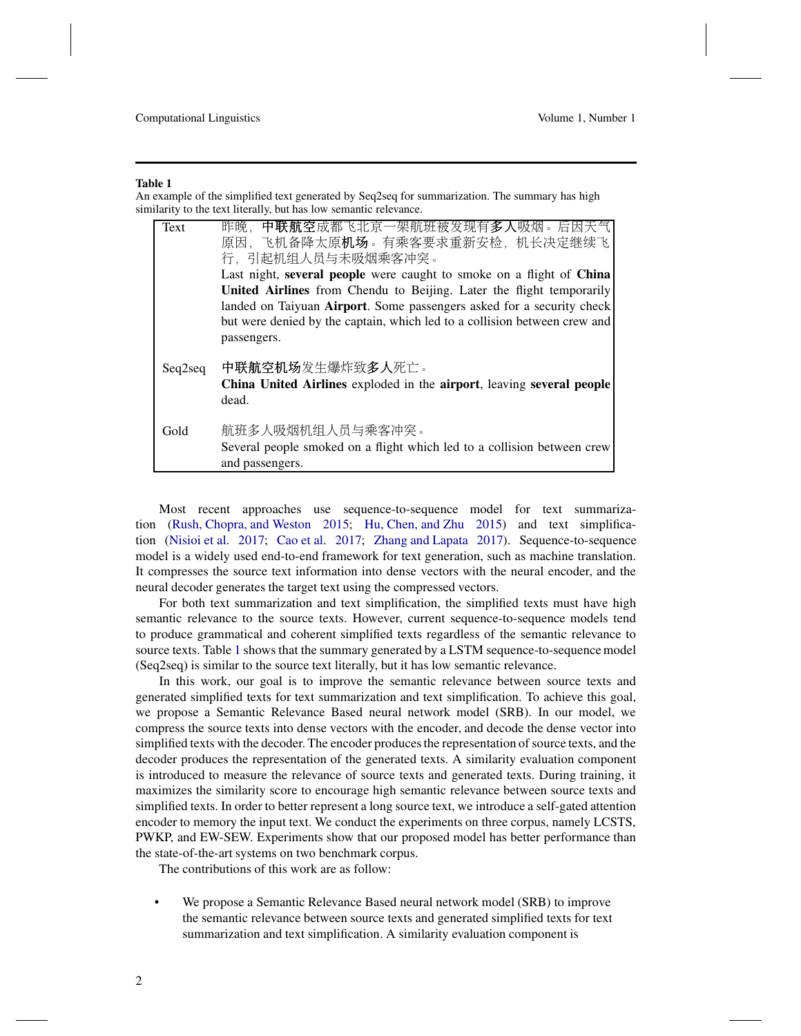**Table 1**
An example of the simplified text generated by Seq2seq for summarization. The summary has high similarity to the text literally, but has low semantic relevance.

| | |
|---|---|
| Text | 昨晚，**中联航空**成都飞北京一架航班被发现有**多人**吸烟。后因天气原因，飞机备降太原**机场**。有乘客要求重新安检，机长决定继续飞行，引起机组人员与未吸烟乘客冲突。<br>Last night, **several people** were caught to smoke on a flight of **China United Airlines** from Chendu to Beijing. Later the flight temporarily landed on Taiyuan **Airport**. Some passengers asked for a security check but were denied by the captain, which led to a collision between crew and passengers. |
| Seq2seq | **中联航空机场**发生爆炸致**多人**死亡。<br>**China United Airlines** exploded in the **airport**, leaving **several people** dead. |
| Gold | 航班多人吸烟机组人员与乘客冲突。<br>Several people smoked on a flight which led to a collision between crew and passengers. |

Most recent approaches use sequence-to-sequence model for text summarization (Rush, Chopra, and Weston 2015; Hu, Chen, and Zhu 2015) and text simplification (Nisioi et al. 2017; Cao et al. 2017; Zhang and Lapata 2017). Sequence-to-sequence model is a widely used end-to-end framework for text generation, such as machine translation. It compresses the source text information into dense vectors with the neural encoder, and the neural decoder generates the target text using the compressed vectors.

For both text summarization and text simplification, the simplified texts must have high semantic relevance to the source texts. However, current sequence-to-sequence models tend to produce grammatical and coherent simplified texts regardless of the semantic relevance to source texts. Table 1 shows that the summary generated by a LSTM sequence-to-sequence model (Seq2seq) is similar to the source text literally, but it has low semantic relevance.

In this work, our goal is to improve the semantic relevance between source texts and generated simplified texts for text summarization and text simplification. To achieve this goal, we propose a Semantic Relevance Based neural network model (SRB). In our model, we compress the source texts into dense vectors with the encoder, and decode the dense vector into simplified texts with the decoder. The encoder produces the representation of source texts, and the decoder produces the representation of the generated texts. A similarity evaluation component is introduced to measure the relevance of source texts and generated texts. During training, it maximizes the similarity score to encourage high semantic relevance between source texts and simplified texts. In order to better represent a long source text, we introduce a self-gated attention encoder to memory the input text. We conduct the experiments on three corpus, namely LCSTS, PWKP, and EW-SEW. Experiments show that our proposed model has better performance than the state-of-the-art systems on two benchmark corpus.

The contributions of this work are as follow:

- We propose a Semantic Relevance Based neural network model (SRB) to improve the semantic relevance between source texts and generated simplified texts for text summarization and text simplification. A similarity evaluation component is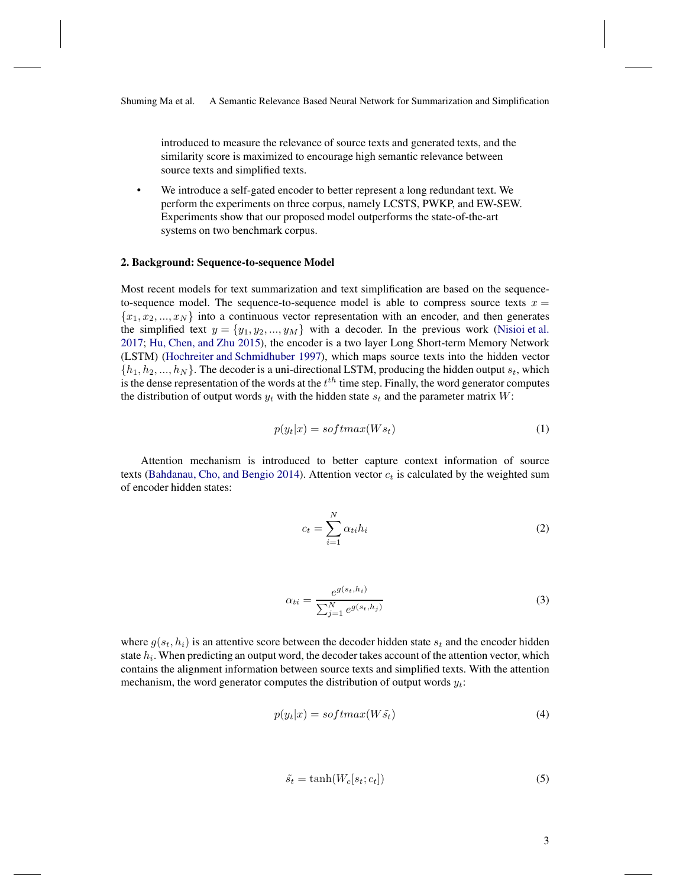introduced to measure the relevance of source texts and generated texts, and the similarity score is maximized to encourage high semantic relevance between source texts and simplified texts.

- We introduce a self-gated encoder to better represent a long redundant text. We perform the experiments on three corpus, namely LCSTS, PWKP, and EW-SEW. Experiments show that our proposed model outperforms the state-of-the-art systems on two benchmark corpus.

## 2. Background: Sequence-to-sequence Model

Most recent models for text summarization and text simplification are based on the sequence-to-sequence model. The sequence-to-sequence model is able to compress source texts $x = \{x_1, x_2, ..., x_N\}$ into a continuous vector representation with an encoder, and then generates the simplified text $y = \{y_1, y_2, ..., y_M\}$ with a decoder. In the previous work (Nisioi et al. 2017; Hu, Chen, and Zhu 2015), the encoder is a two layer Long Short-term Memory Network (LSTM) (Hochreiter and Schmidhuber 1997), which maps source texts into the hidden vector $\{h_1, h_2, ..., h_N\}$. The decoder is a uni-directional LSTM, producing the hidden output $s_t$, which is the dense representation of the words at the $t^{th}$ time step. Finally, the word generator computes the distribution of output words $y_t$ with the hidden state $s_t$ and the parameter matrix $W$:

$$p(y_t|x) = softmax(Ws_t) \tag{1}$$

Attention mechanism is introduced to better capture context information of source texts (Bahdanau, Cho, and Bengio 2014). Attention vector $c_t$ is calculated by the weighted sum of encoder hidden states:

$$c_t = \sum_{i=1}^{N} \alpha_{ti} h_i \tag{2}$$

$$\alpha_{ti} = \frac{e^{g(s_t, h_i)}}{\sum_{j=1}^{N} e^{g(s_t, h_j)}} \tag{3}$$

where $g(s_t, h_i)$ is an attentive score between the decoder hidden state $s_t$ and the encoder hidden state $h_i$. When predicting an output word, the decoder takes account of the attention vector, which contains the alignment information between source texts and simplified texts. With the attention mechanism, the word generator computes the distribution of output words $y_t$:

$$p(y_t|x) = softmax(W\tilde{s_t}) \tag{4}$$

$$\tilde{s_t} = \tanh(W_c[s_t; c_t]) \tag{5}$$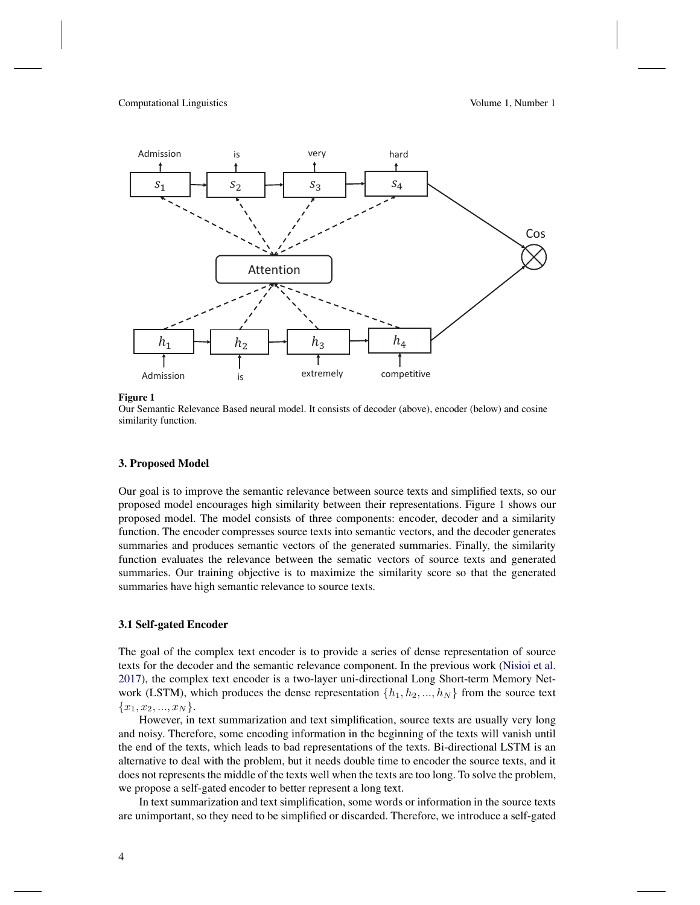**Figure 1**
Our Semantic Relevance Based neural model. It consists of decoder (above), encoder (below) and cosine similarity function.

## 3. Proposed Model

Our goal is to improve the semantic relevance between source texts and simplified texts, so our proposed model encourages high similarity between their representations. Figure 1 shows our proposed model. The model consists of three components: encoder, decoder and a similarity function. The encoder compresses source texts into semantic vectors, and the decoder generates summaries and produces semantic vectors of the generated summaries. Finally, the similarity function evaluates the relevance between the sematic vectors of source texts and generated summaries. Our training objective is to maximize the similarity score so that the generated summaries have high semantic relevance to source texts.

### 3.1 Self-gated Encoder

The goal of the complex text encoder is to provide a series of dense representation of source texts for the decoder and the semantic relevance component. In the previous work (Nisioi et al. 2017), the complex text encoder is a two-layer uni-directional Long Short-term Memory Network (LSTM), which produces the dense representation $\{h_1, h_2, ..., h_N\}$ from the source text $\{x_1, x_2, ..., x_N\}$.

However, in text summarization and text simplification, source texts are usually very long and noisy. Therefore, some encoding information in the beginning of the texts will vanish until the end of the texts, which leads to bad representations of the texts. Bi-directional LSTM is an alternative to deal with the problem, but it needs double time to encoder the source texts, and it does not represents the middle of the texts well when the texts are too long. To solve the problem, we propose a self-gated encoder to better represent a long text.

In text summarization and text simplification, some words or information in the source texts are unimportant, so they need to be simplified or discarded. Therefore, we introduce a self-gated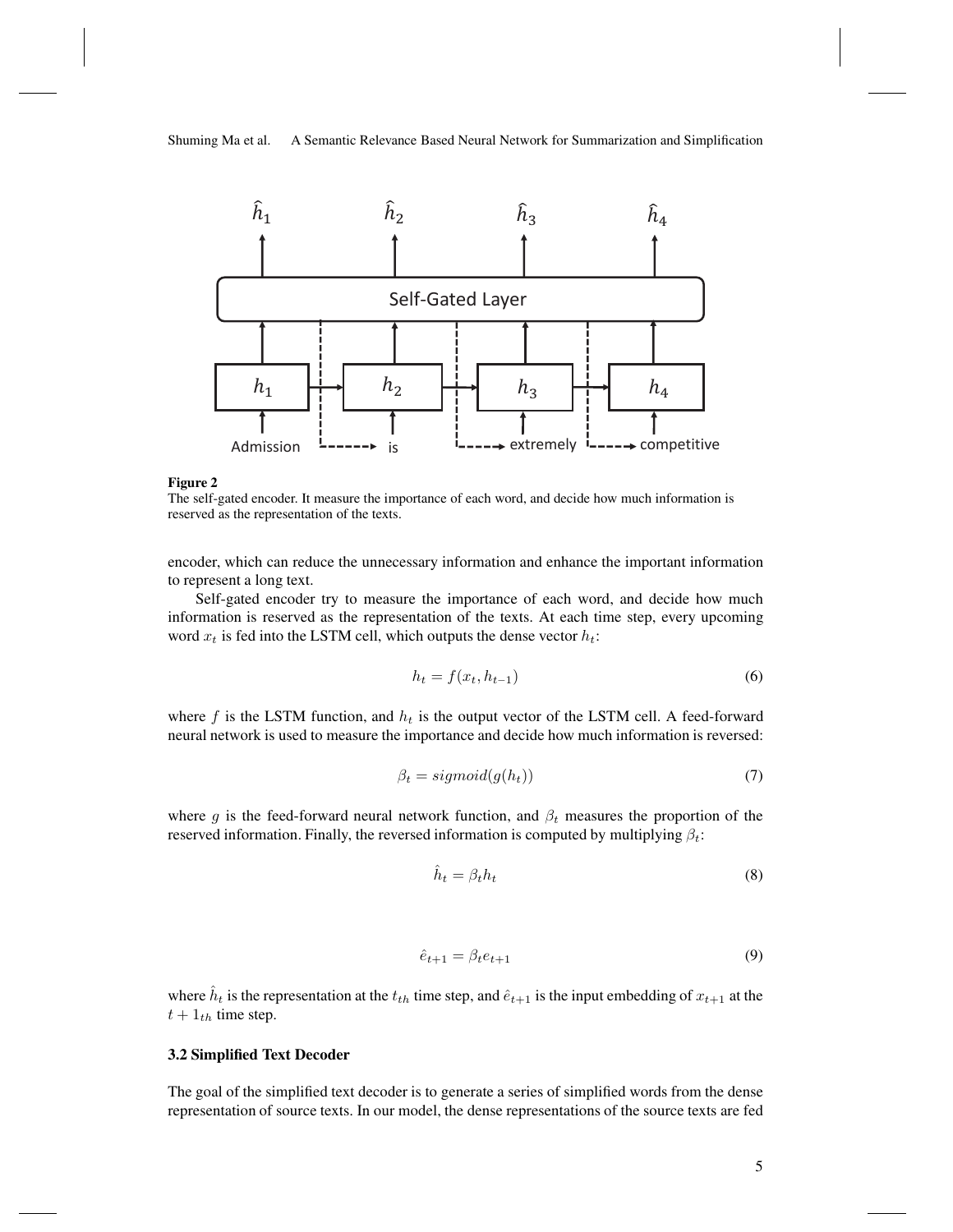**Figure 2**
The self-gated encoder. It measure the importance of each word, and decide how much information is reserved as the representation of the texts.

encoder, which can reduce the unnecessary information and enhance the important information to represent a long text.

Self-gated encoder try to measure the importance of each word, and decide how much information is reserved as the representation of the texts. At each time step, every upcoming word $x_t$ is fed into the LSTM cell, which outputs the dense vector $h_t$:

$$h_t = f(x_t, h_{t-1}) \tag{6}$$

where $f$ is the LSTM function, and $h_t$ is the output vector of the LSTM cell. A feed-forward neural network is used to measure the importance and decide how much information is reversed:

$$\beta_t = sigmoid(g(h_t)) \tag{7}$$

where $g$ is the feed-forward neural network function, and $\beta_t$ measures the proportion of the reserved information. Finally, the reversed information is computed by multiplying $\beta_t$:

$$\hat{h}_t = \beta_t h_t \tag{8}$$

$$\hat{e}_{t+1} = \beta_t e_{t+1} \tag{9}$$

where $\hat{h}_t$ is the representation at the $t_{th}$ time step, and $\hat{e}_{t+1}$ is the input embedding of $x_{t+1}$ at the $t + 1_{th}$ time step.

### 3.2 Simplified Text Decoder

The goal of the simplified text decoder is to generate a series of simplified words from the dense representation of source texts. In our model, the dense representations of the source texts are fed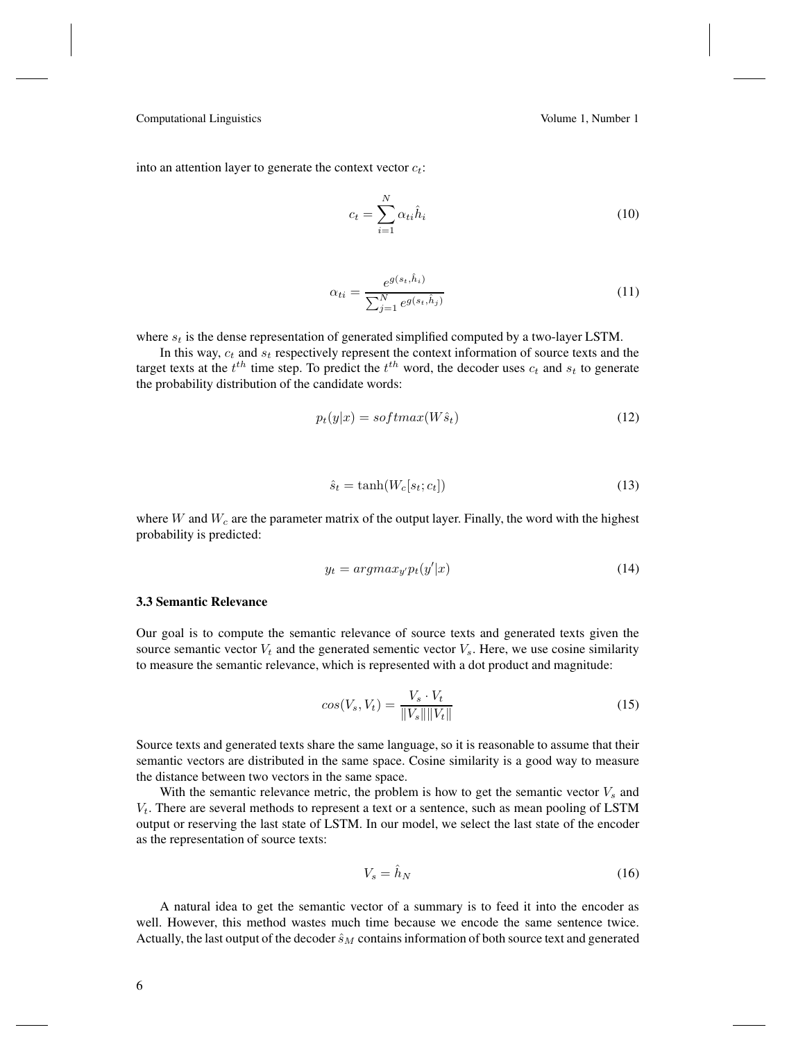into an attention layer to generate the context vector $c_t$:

$$c_t = \sum_{i=1}^{N} \alpha_{ti} \hat{h}_i \tag{10}$$

$$\alpha_{ti} = \frac{e^{g(s_t, \hat{h}_i)}}{\sum_{j=1}^{N} e^{g(s_t, \hat{h}_j)}} \tag{11}$$

where $s_t$ is the dense representation of generated simplified computed by a two-layer LSTM.

In this way, $c_t$ and $s_t$ respectively represent the context information of source texts and the target texts at the $t^{th}$ time step. To predict the $t^{th}$ word, the decoder uses $c_t$ and $s_t$ to generate the probability distribution of the candidate words:

$$p_t(y|x) = softmax(W\hat{s}_t) \tag{12}$$

$$\hat{s}_t = \tanh(W_c[s_t; c_t]) \tag{13}$$

where $W$ and $W_c$ are the parameter matrix of the output layer. Finally, the word with the highest probability is predicted:

$$y_t = argmax_{y'} p_t(y'|x) \tag{14}$$

### 3.3 Semantic Relevance

Our goal is to compute the semantic relevance of source texts and generated texts given the source semantic vector $V_t$ and the generated sementic vector $V_s$. Here, we use cosine similarity to measure the semantic relevance, which is represented with a dot product and magnitude:

$$cos(V_s, V_t) = \frac{V_s \cdot V_t}{\|V_s\| \|V_t\|} \tag{15}$$

Source texts and generated texts share the same language, so it is reasonable to assume that their semantic vectors are distributed in the same space. Cosine similarity is a good way to measure the distance between two vectors in the same space.

With the semantic relevance metric, the problem is how to get the semantic vector $V_s$ and $V_t$. There are several methods to represent a text or a sentence, such as mean pooling of LSTM output or reserving the last state of LSTM. In our model, we select the last state of the encoder as the representation of source texts:

$$V_s = \hat{h}_N \tag{16}$$

A natural idea to get the semantic vector of a summary is to feed it into the encoder as well. However, this method wastes much time because we encode the same sentence twice. Actually, the last output of the decoder $\hat{s}_M$ contains information of both source text and generated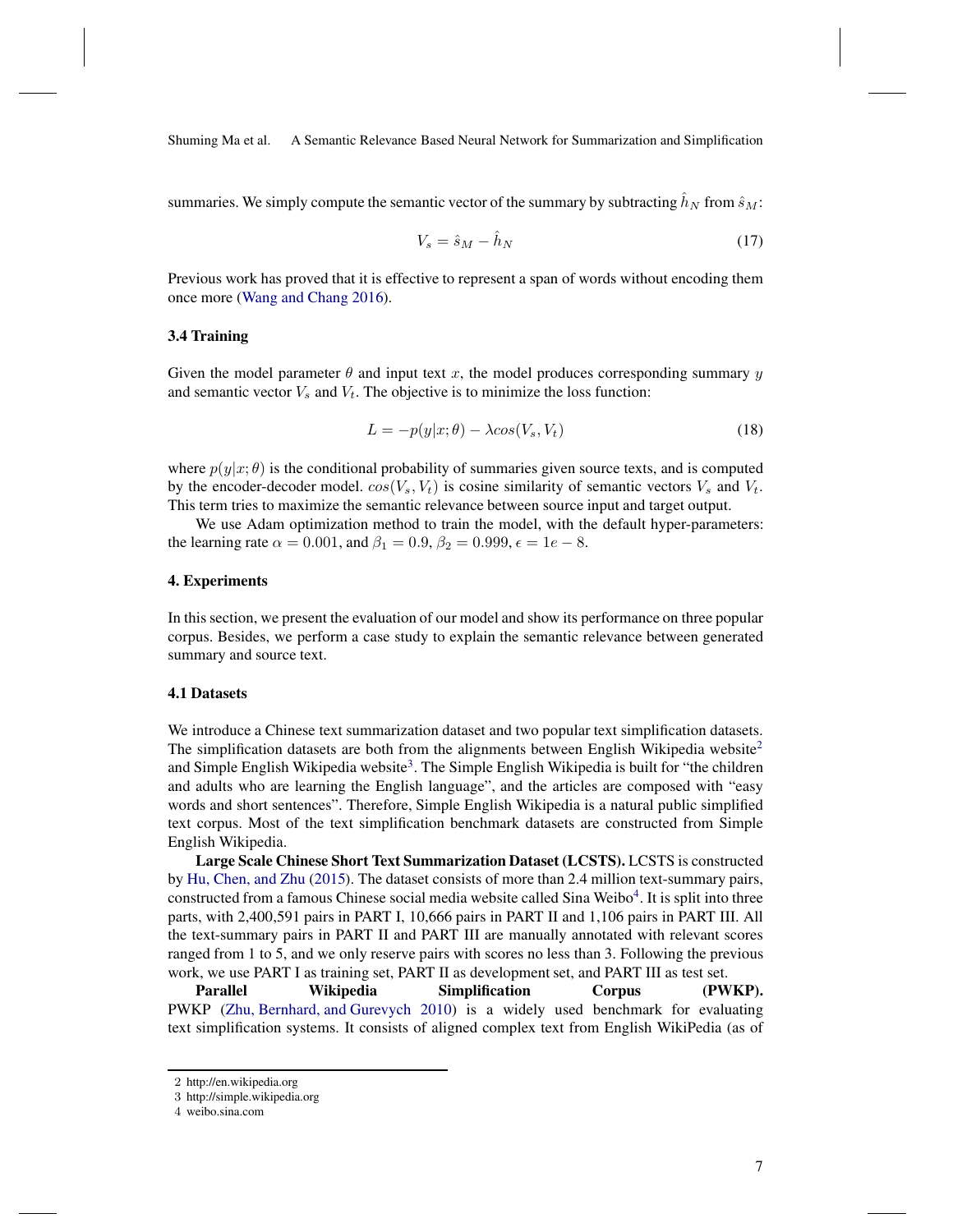summaries. We simply compute the semantic vector of the summary by subtracting $\hat{h}_N$ from $\hat{s}_M$:

$$V_s = \hat{s}_M - \hat{h}_N \tag{17}$$

Previous work has proved that it is effective to represent a span of words without encoding them once more (Wang and Chang 2016).

### 3.4 Training

Given the model parameter $\theta$ and input text $x$, the model produces corresponding summary $y$ and semantic vector $V_s$ and $V_t$. The objective is to minimize the loss function:

$$L = -p(y|x;\theta) - \lambda cos(V_s, V_t) \tag{18}$$

where $p(y|x;\theta)$ is the conditional probability of summaries given source texts, and is computed by the encoder-decoder model. $cos(V_s, V_t)$ is cosine similarity of semantic vectors $V_s$ and $V_t$. This term tries to maximize the semantic relevance between source input and target output.

We use Adam optimization method to train the model, with the default hyper-parameters: the learning rate $\alpha = 0.001$, and $\beta_1 = 0.9$, $\beta_2 = 0.999$, $\epsilon = 1e - 8$.

## 4. Experiments

In this section, we present the evaluation of our model and show its performance on three popular corpus. Besides, we perform a case study to explain the semantic relevance between generated summary and source text.

### 4.1 Datasets

We introduce a Chinese text summarization dataset and two popular text simplification datasets. The simplification datasets are both from the alignments between English Wikipedia website[2] and Simple English Wikipedia website[3]. The Simple English Wikipedia is built for "the children and adults who are learning the English language", and the articles are composed with "easy words and short sentences". Therefore, Simple English Wikipedia is a natural public simplified text corpus. Most of the text simplification benchmark datasets are constructed from Simple English Wikipedia.

**Large Scale Chinese Short Text Summarization Dataset (LCSTS).** LCSTS is constructed by Hu, Chen, and Zhu (2015). The dataset consists of more than 2.4 million text-summary pairs, constructed from a famous Chinese social media website called Sina Weibo[4]. It is split into three parts, with 2,400,591 pairs in PART I, 10,666 pairs in PART II and 1,106 pairs in PART III. All the text-summary pairs in PART II and PART III are manually annotated with relevant scores ranged from 1 to 5, and we only reserve pairs with scores no less than 3. Following the previous work, we use PART I as training set, PART II as development set, and PART III as test set.

**Parallel Wikipedia Simplification Corpus (PWKP).** PWKP (Zhu, Bernhard, and Gurevych 2010) is a widely used benchmark for evaluating text simplification systems. It consists of aligned complex text from English WikiPedia (as of

---

2 http://en.wikipedia.org

3 http://simple.wikipedia.org

4 weibo.sina.com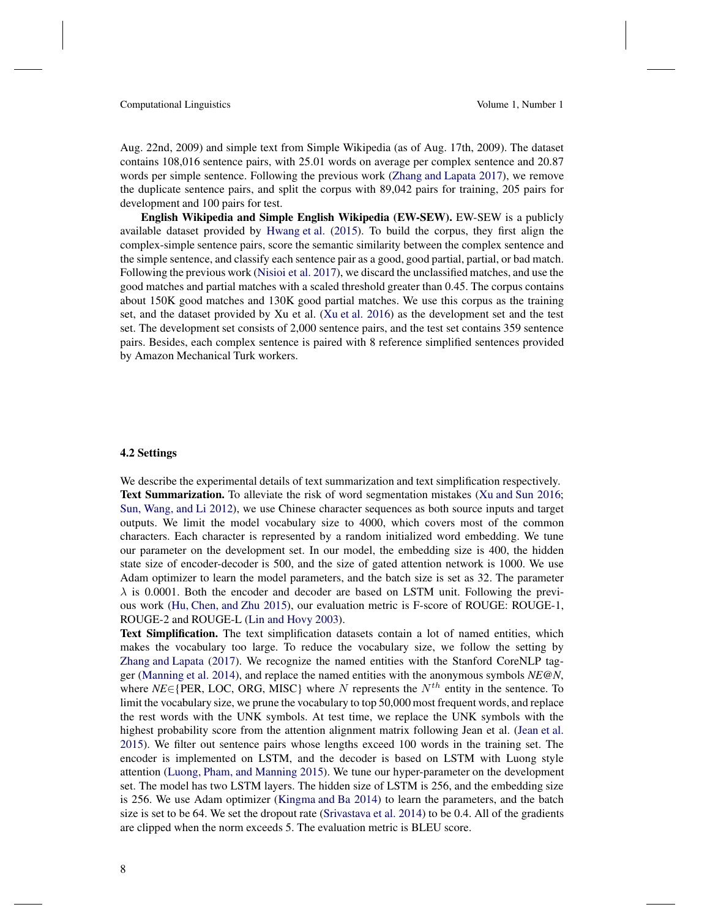Aug. 22nd, 2009) and simple text from Simple Wikipedia (as of Aug. 17th, 2009). The dataset contains 108,016 sentence pairs, with 25.01 words on average per complex sentence and 20.87 words per simple sentence. Following the previous work (Zhang and Lapata 2017), we remove the duplicate sentence pairs, and split the corpus with 89,042 pairs for training, 205 pairs for development and 100 pairs for test.

**English Wikipedia and Simple English Wikipedia (EW-SEW).** EW-SEW is a publicly available dataset provided by Hwang et al. (2015). To build the corpus, they first align the complex-simple sentence pairs, score the semantic similarity between the complex sentence and the simple sentence, and classify each sentence pair as a good, good partial, partial, or bad match. Following the previous work (Nisioi et al. 2017), we discard the unclassified matches, and use the good matches and partial matches with a scaled threshold greater than 0.45. The corpus contains about 150K good matches and 130K good partial matches. We use this corpus as the training set, and the dataset provided by Xu et al. (Xu et al. 2016) as the development set and the test set. The development set consists of 2,000 sentence pairs, and the test set contains 359 sentence pairs. Besides, each complex sentence is paired with 8 reference simplified sentences provided by Amazon Mechanical Turk workers.

### 4.2 Settings

We describe the experimental details of text summarization and text simplification respectively.

**Text Summarization.** To alleviate the risk of word segmentation mistakes (Xu and Sun 2016; Sun, Wang, and Li 2012), we use Chinese character sequences as both source inputs and target outputs. We limit the model vocabulary size to 4000, which covers most of the common characters. Each character is represented by a random initialized word embedding. We tune our parameter on the development set. In our model, the embedding size is 400, the hidden state size of encoder-decoder is 500, and the size of gated attention network is 1000. We use Adam optimizer to learn the model parameters, and the batch size is set as 32. The parameter $\lambda$ is 0.0001. Both the encoder and decoder are based on LSTM unit. Following the previous work (Hu, Chen, and Zhu 2015), our evaluation metric is F-score of ROUGE: ROUGE-1, ROUGE-2 and ROUGE-L (Lin and Hovy 2003).

**Text Simplification.** The text simplification datasets contain a lot of named entities, which makes the vocabulary too large. To reduce the vocabulary size, we follow the setting by Zhang and Lapata (2017). We recognize the named entities with the Stanford CoreNLP tagger (Manning et al. 2014), and replace the named entities with the anonymous symbols *NE@N*, where *NE*∈{PER, LOC, ORG, MISC} where $N$ represents the $N^{th}$ entity in the sentence. To limit the vocabulary size, we prune the vocabulary to top 50,000 most frequent words, and replace the rest words with the UNK symbols. At test time, we replace the UNK symbols with the highest probability score from the attention alignment matrix following Jean et al. (Jean et al. 2015). We filter out sentence pairs whose lengths exceed 100 words in the training set. The encoder is implemented on LSTM, and the decoder is based on LSTM with Luong style attention (Luong, Pham, and Manning 2015). We tune our hyper-parameter on the development set. The model has two LSTM layers. The hidden size of LSTM is 256, and the embedding size is 256. We use Adam optimizer (Kingma and Ba 2014) to learn the parameters, and the batch size is set to be 64. We set the dropout rate (Srivastava et al. 2014) to be 0.4. All of the gradients are clipped when the norm exceeds 5. The evaluation metric is BLEU score.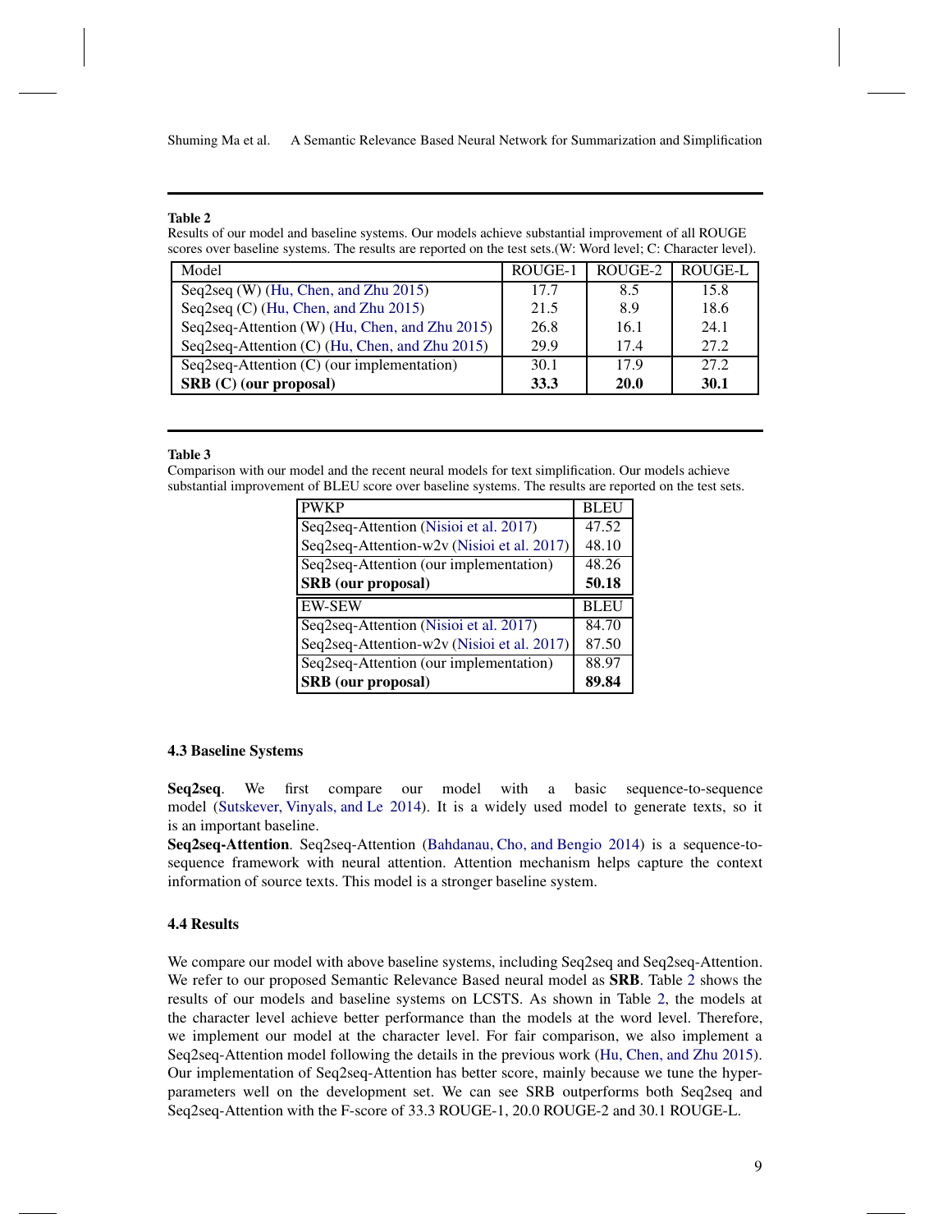**Table 2**
Results of our model and baseline systems. Our models achieve substantial improvement of all ROUGE scores over baseline systems. The results are reported on the test sets.(W: Word level; C: Character level).

| Model | ROUGE-1 | ROUGE-2 | ROUGE-L |
|---|---|---|---|
| Seq2seq (W) (Hu, Chen, and Zhu 2015) | 17.7 | 8.5 | 15.8 |
| Seq2seq (C) (Hu, Chen, and Zhu 2015) | 21.5 | 8.9 | 18.6 |
| Seq2seq-Attention (W) (Hu, Chen, and Zhu 2015) | 26.8 | 16.1 | 24.1 |
| Seq2seq-Attention (C) (Hu, Chen, and Zhu 2015) | 29.9 | 17.4 | 27.2 |
| Seq2seq-Attention (C) (our implementation) | 30.1 | 17.9 | 27.2 |
| **SRB (C) (our proposal)** | **33.3** | **20.0** | **30.1** |

**Table 3**
Comparison with our model and the recent neural models for text simplification. Our models achieve substantial improvement of BLEU score over baseline systems. The results are reported on the test sets.

| PWKP | BLEU |
|---|---|
| Seq2seq-Attention (Nisioi et al. 2017) | 47.52 |
| Seq2seq-Attention-w2v (Nisioi et al. 2017) | 48.10 |
| Seq2seq-Attention (our implementation) | 48.26 |
| **SRB (our proposal)** | **50.18** |
| EW-SEW | BLEU |
| Seq2seq-Attention (Nisioi et al. 2017) | 84.70 |
| Seq2seq-Attention-w2v (Nisioi et al. 2017) | 87.50 |
| Seq2seq-Attention (our implementation) | 88.97 |
| **SRB (our proposal)** | **89.84** |

### 4.3 Baseline Systems

**Seq2seq**. We first compare our model with a basic sequence-to-sequence model (Sutskever, Vinyals, and Le 2014). It is a widely used model to generate texts, so it is an important baseline.

**Seq2seq-Attention**. Seq2seq-Attention (Bahdanau, Cho, and Bengio 2014) is a sequence-to-sequence framework with neural attention. Attention mechanism helps capture the context information of source texts. This model is a stronger baseline system.

### 4.4 Results

We compare our model with above baseline systems, including Seq2seq and Seq2seq-Attention. We refer to our proposed Semantic Relevance Based neural model as **SRB**. Table 2 shows the results of our models and baseline systems on LCSTS. As shown in Table 2, the models at the character level achieve better performance than the models at the word level. Therefore, we implement our model at the character level. For fair comparison, we also implement a Seq2seq-Attention model following the details in the previous work (Hu, Chen, and Zhu 2015). Our implementation of Seq2seq-Attention has better score, mainly because we tune the hyper-parameters well on the development set. We can see SRB outperforms both Seq2seq and Seq2seq-Attention with the F-score of 33.3 ROUGE-1, 20.0 ROUGE-2 and 30.1 ROUGE-L.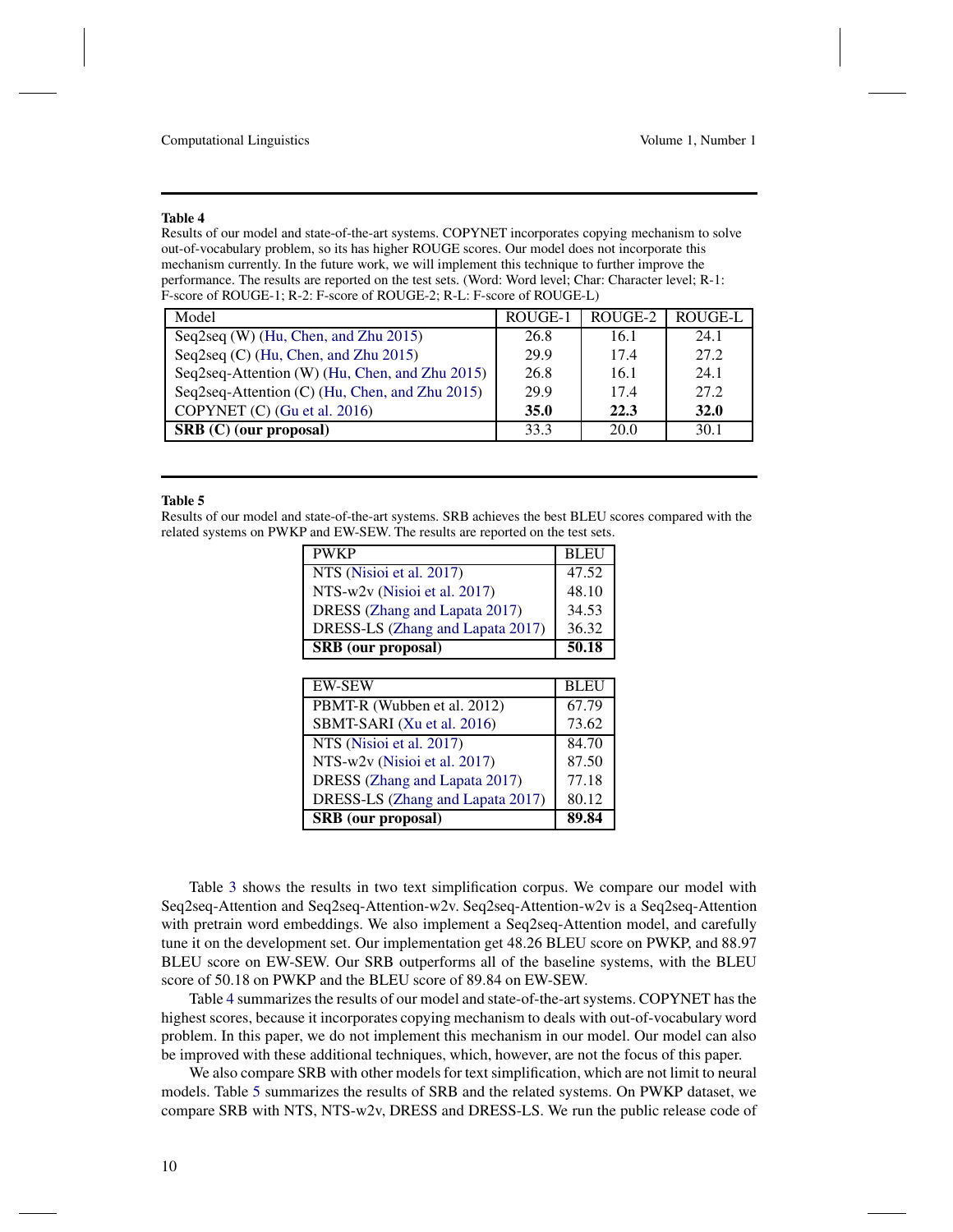**Table 4**
Results of our model and state-of-the-art systems. COPYNET incorporates copying mechanism to solve out-of-vocabulary problem, so its has higher ROUGE scores. Our model does not incorporate this mechanism currently. In the future work, we will implement this technique to further improve the performance. The results are reported on the test sets. (Word: Word level; Char: Character level; R-1: F-score of ROUGE-1; R-2: F-score of ROUGE-2; R-L: F-score of ROUGE-L)

| Model | ROUGE-1 | ROUGE-2 | ROUGE-L |
|---|---|---|---|
| Seq2seq (W) (Hu, Chen, and Zhu 2015) | 26.8 | 16.1 | 24.1 |
| Seq2seq (C) (Hu, Chen, and Zhu 2015) | 29.9 | 17.4 | 27.2 |
| Seq2seq-Attention (W) (Hu, Chen, and Zhu 2015) | 26.8 | 16.1 | 24.1 |
| Seq2seq-Attention (C) (Hu, Chen, and Zhu 2015) | 29.9 | 17.4 | 27.2 |
| COPYNET (C) (Gu et al. 2016) | **35.0** | **22.3** | **32.0** |
| **SRB (C) (our proposal)** | 33.3 | 20.0 | 30.1 |

**Table 5**
Results of our model and state-of-the-art systems. SRB achieves the best BLEU scores compared with the related systems on PWKP and EW-SEW. The results are reported on the test sets.

| PWKP | BLEU |
|---|---|
| NTS (Nisioi et al. 2017) | 47.52 |
| NTS-w2v (Nisioi et al. 2017) | 48.10 |
| DRESS (Zhang and Lapata 2017) | 34.53 |
| DRESS-LS (Zhang and Lapata 2017) | 36.32 |
| **SRB (our proposal)** | **50.18** |

| EW-SEW | BLEU |
|---|---|
| PBMT-R (Wubben et al. 2012) | 67.79 |
| SBMT-SARI (Xu et al. 2016) | 73.62 |
| NTS (Nisioi et al. 2017) | 84.70 |
| NTS-w2v (Nisioi et al. 2017) | 87.50 |
| DRESS (Zhang and Lapata 2017) | 77.18 |
| DRESS-LS (Zhang and Lapata 2017) | 80.12 |
| **SRB (our proposal)** | **89.84** |

Table 3 shows the results in two text simplification corpus. We compare our model with Seq2seq-Attention and Seq2seq-Attention-w2v. Seq2seq-Attention-w2v is a Seq2seq-Attention with pretrain word embeddings. We also implement a Seq2seq-Attention model, and carefully tune it on the development set. Our implementation get 48.26 BLEU score on PWKP, and 88.97 BLEU score on EW-SEW. Our SRB outperforms all of the baseline systems, with the BLEU score of 50.18 on PWKP and the BLEU score of 89.84 on EW-SEW.

Table 4 summarizes the results of our model and state-of-the-art systems. COPYNET has the highest scores, because it incorporates copying mechanism to deals with out-of-vocabulary word problem. In this paper, we do not implement this mechanism in our model. Our model can also be improved with these additional techniques, which, however, are not the focus of this paper.

We also compare SRB with other models for text simplification, which are not limit to neural models. Table 5 summarizes the results of SRB and the related systems. On PWKP dataset, we compare SRB with NTS, NTS-w2v, DRESS and DRESS-LS. We run the public release code of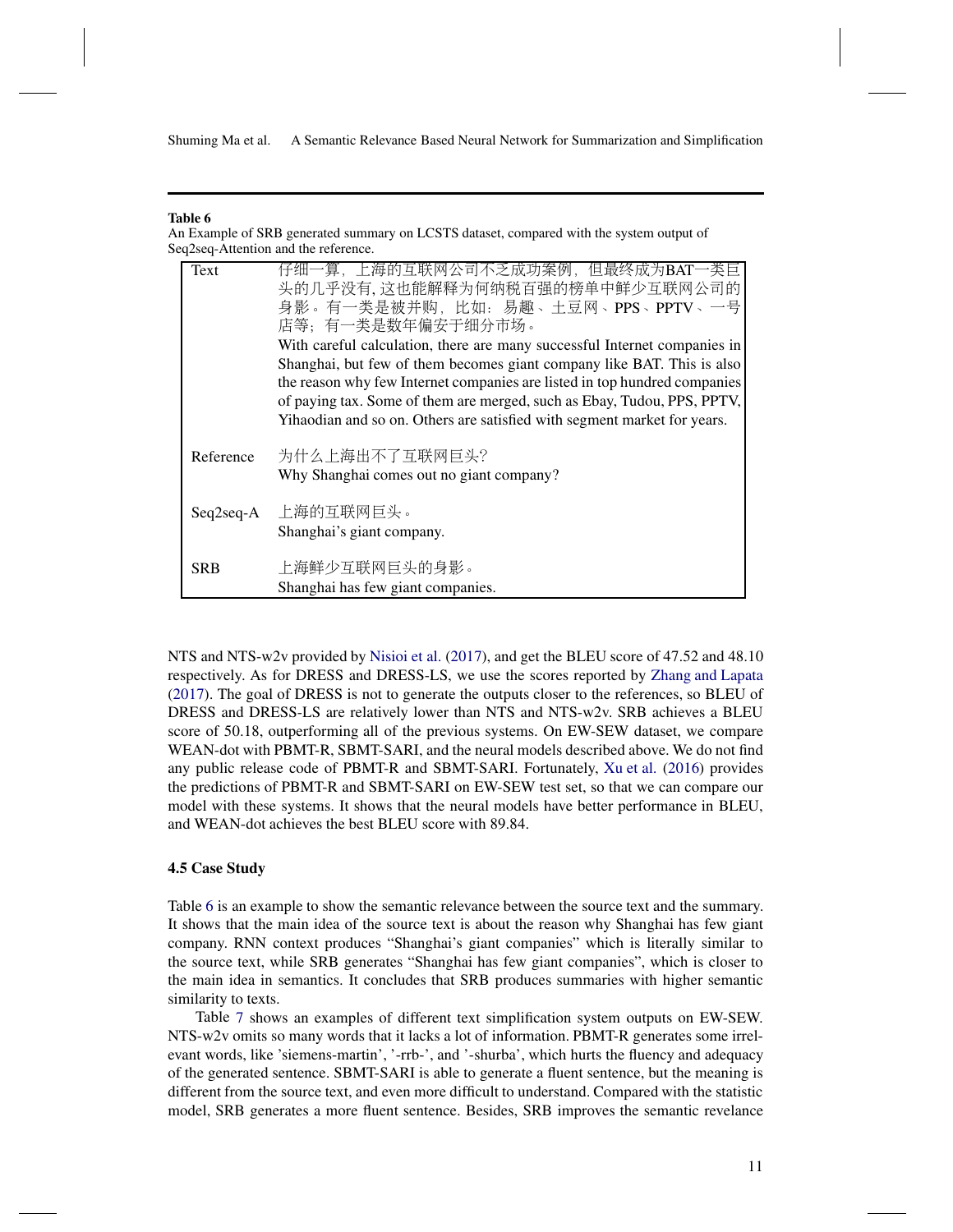**Table 6**
An Example of SRB generated summary on LCSTS dataset, compared with the system output of Seq2seq-Attention and the reference.

| | |
|---|---|
| Text | 仔细一算，上海的互联网公司不乏成功案例，但最终成为BAT一类巨头的几乎没有, 这也能解释为何纳税百强的榜单中鲜少互联网公司的身影。有一类是被并购，比如：易趣、土豆网、PPS、PPTV、一号店等；有一类是数年偏安于细分市场。 With careful calculation, there are many successful Internet companies in Shanghai, but few of them becomes giant company like BAT. This is also the reason why few Internet companies are listed in top hundred companies of paying tax. Some of them are merged, such as Ebay, Tudou, PPS, PPTV, Yihaodian and so on. Others are satisfied with segment market for years. |
| Reference | 为什么上海出不了互联网巨头？ Why Shanghai comes out no giant company? |
| Seq2seq-A | 上海的互联网巨头。 Shanghai's giant company. |
| SRB | 上海鲜少互联网巨头的身影。 Shanghai has few giant companies. |

NTS and NTS-w2v provided by Nisioi et al. (2017), and get the BLEU score of 47.52 and 48.10 respectively. As for DRESS and DRESS-LS, we use the scores reported by Zhang and Lapata (2017). The goal of DRESS is not to generate the outputs closer to the references, so BLEU of DRESS and DRESS-LS are relatively lower than NTS and NTS-w2v. SRB achieves a BLEU score of 50.18, outperforming all of the previous systems. On EW-SEW dataset, we compare WEAN-dot with PBMT-R, SBMT-SARI, and the neural models described above. We do not find any public release code of PBMT-R and SBMT-SARI. Fortunately, Xu et al. (2016) provides the predictions of PBMT-R and SBMT-SARI on EW-SEW test set, so that we can compare our model with these systems. It shows that the neural models have better performance in BLEU, and WEAN-dot achieves the best BLEU score with 89.84.

### 4.5 Case Study

Table 6 is an example to show the semantic relevance between the source text and the summary. It shows that the main idea of the source text is about the reason why Shanghai has few giant company. RNN context produces "Shanghai's giant companies" which is literally similar to the source text, while SRB generates "Shanghai has few giant companies", which is closer to the main idea in semantics. It concludes that SRB produces summaries with higher semantic similarity to texts.

Table 7 shows an examples of different text simplification system outputs on EW-SEW. NTS-w2v omits so many words that it lacks a lot of information. PBMT-R generates some irrelevant words, like 'siemens-martin', '-rrb-', and '-shurba', which hurts the fluency and adequacy of the generated sentence. SBMT-SARI is able to generate a fluent sentence, but the meaning is different from the source text, and even more difficult to understand. Compared with the statistic model, SRB generates a more fluent sentence. Besides, SRB improves the semantic revelance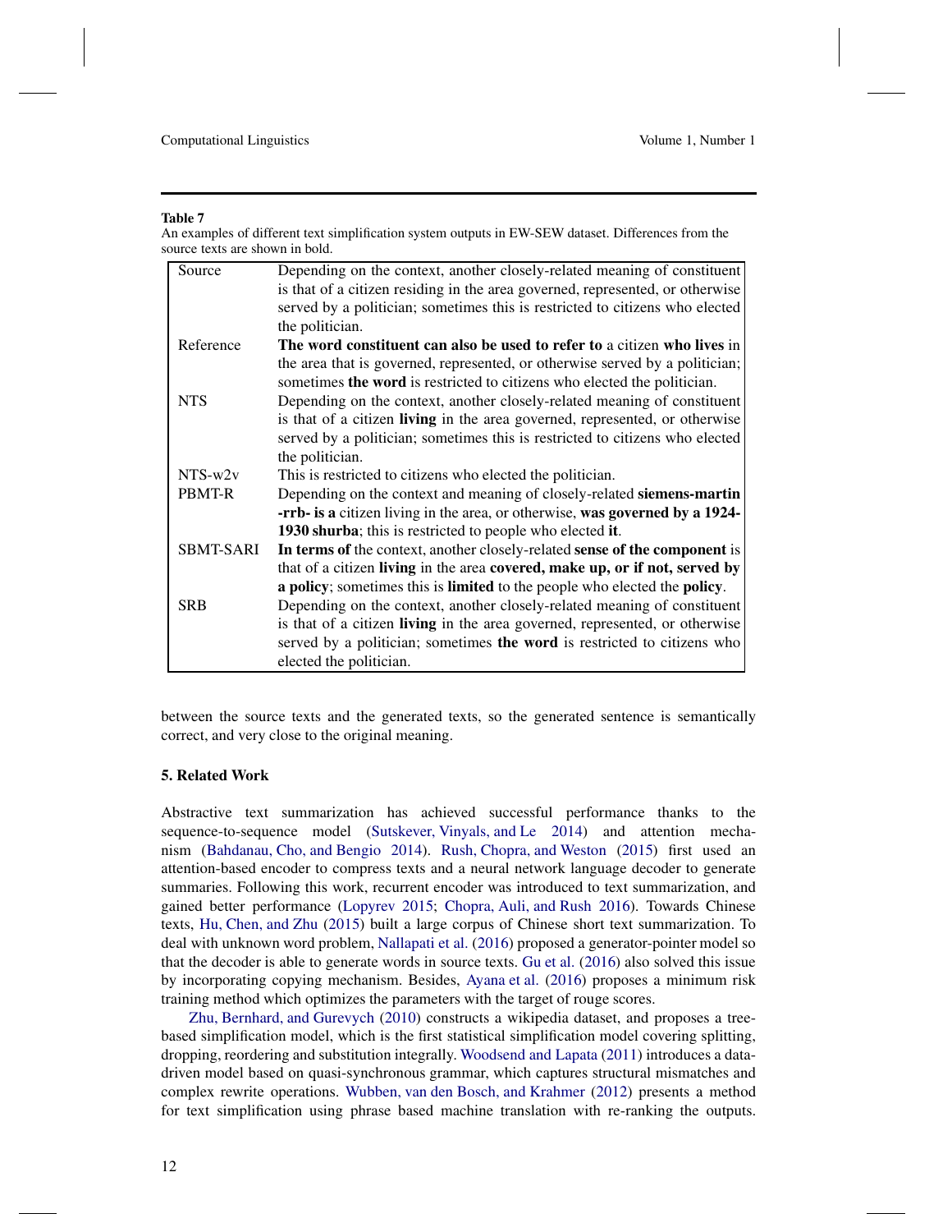**Table 7**
An examples of different text simplification system outputs in EW-SEW dataset. Differences from the source texts are shown in bold.

| | |
|---|---|
| Source | Depending on the context, another closely-related meaning of constituent is that of a citizen residing in the area governed, represented, or otherwise served by a politician; sometimes this is restricted to citizens who elected the politician. |
| Reference | **The word constituent can also be used to refer to** a citizen **who lives** in the area that is governed, represented, or otherwise served by a politician; sometimes **the word** is restricted to citizens who elected the politician. |
| NTS | Depending on the context, another closely-related meaning of constituent is that of a citizen **living** in the area governed, represented, or otherwise served by a politician; sometimes this is restricted to citizens who elected the politician. |
| NTS-w2v | This is restricted to citizens who elected the politician. |
| PBMT-R | Depending on the context and meaning of closely-related **siemens-martin -rrb- is a** citizen living in the area, or otherwise, **was governed by a 1924-1930 shurba**; this is restricted to people who elected **it**. |
| SBMT-SARI | **In terms of** the context, another closely-related **sense of the component** is that of a citizen **living** in the area **covered, make up, or if not, served by a policy**; sometimes this is **limited** to the people who elected the **policy**. |
| SRB | Depending on the context, another closely-related meaning of constituent is that of a citizen **living** in the area governed, represented, or otherwise served by a politician; sometimes **the word** is restricted to citizens who elected the politician. |

between the source texts and the generated texts, so the generated sentence is semantically correct, and very close to the original meaning.

## 5. Related Work

Abstractive text summarization has achieved successful performance thanks to the sequence-to-sequence model (Sutskever, Vinyals, and Le 2014) and attention mechanism (Bahdanau, Cho, and Bengio 2014). Rush, Chopra, and Weston (2015) first used an attention-based encoder to compress texts and a neural network language decoder to generate summaries. Following this work, recurrent encoder was introduced to text summarization, and gained better performance (Lopyrev 2015; Chopra, Auli, and Rush 2016). Towards Chinese texts, Hu, Chen, and Zhu (2015) built a large corpus of Chinese short text summarization. To deal with unknown word problem, Nallapati et al. (2016) proposed a generator-pointer model so that the decoder is able to generate words in source texts. Gu et al. (2016) also solved this issue by incorporating copying mechanism. Besides, Ayana et al. (2016) proposes a minimum risk training method which optimizes the parameters with the target of rouge scores.

Zhu, Bernhard, and Gurevych (2010) constructs a wikipedia dataset, and proposes a tree-based simplification model, which is the first statistical simplification model covering splitting, dropping, reordering and substitution integrally. Woodsend and Lapata (2011) introduces a data-driven model based on quasi-synchronous grammar, which captures structural mismatches and complex rewrite operations. Wubben, van den Bosch, and Krahmer (2012) presents a method for text simplification using phrase based machine translation with re-ranking the outputs.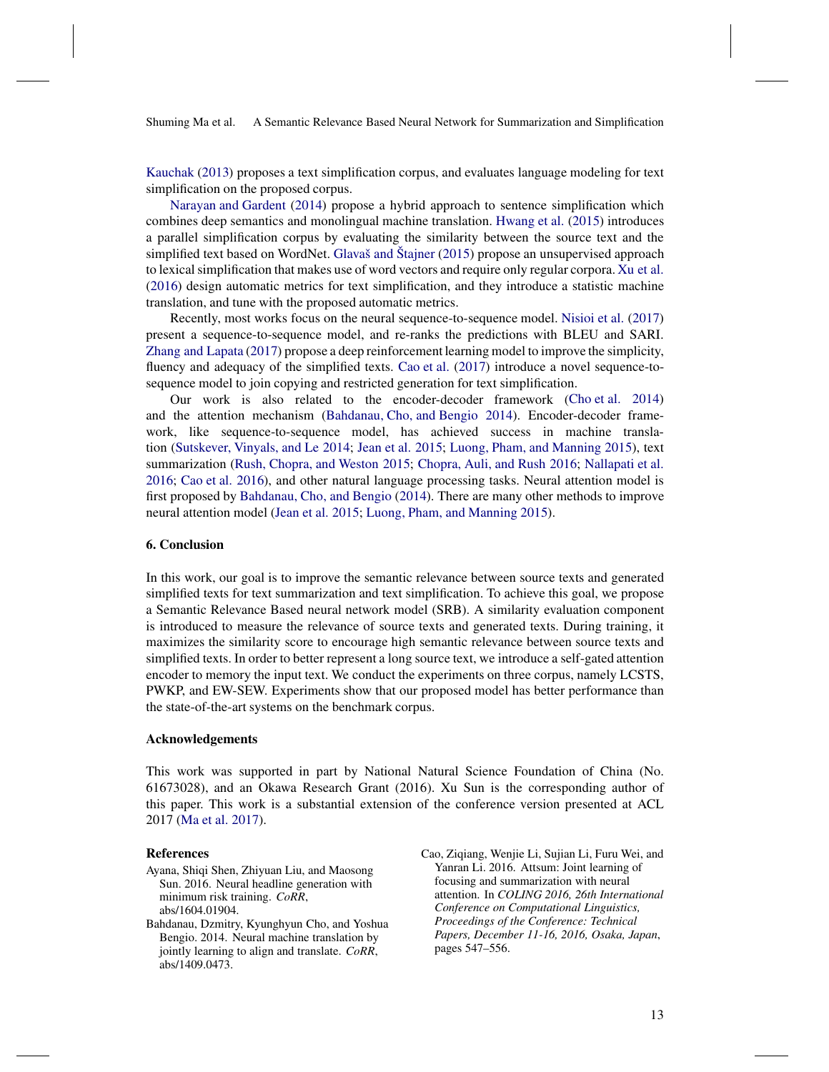Kauchak (2013) proposes a text simplification corpus, and evaluates language modeling for text simplification on the proposed corpus.

Narayan and Gardent (2014) propose a hybrid approach to sentence simplification which combines deep semantics and monolingual machine translation. Hwang et al. (2015) introduces a parallel simplification corpus by evaluating the similarity between the source text and the simplified text based on WordNet. Glavaš and Štajner (2015) propose an unsupervised approach to lexical simplification that makes use of word vectors and require only regular corpora. Xu et al. (2016) design automatic metrics for text simplification, and they introduce a statistic machine translation, and tune with the proposed automatic metrics.

Recently, most works focus on the neural sequence-to-sequence model. Nisioi et al. (2017) present a sequence-to-sequence model, and re-ranks the predictions with BLEU and SARI. Zhang and Lapata (2017) propose a deep reinforcement learning model to improve the simplicity, fluency and adequacy of the simplified texts. Cao et al. (2017) introduce a novel sequence-to-sequence model to join copying and restricted generation for text simplification.

Our work is also related to the encoder-decoder framework (Cho et al. 2014) and the attention mechanism (Bahdanau, Cho, and Bengio 2014). Encoder-decoder framework, like sequence-to-sequence model, has achieved success in machine translation (Sutskever, Vinyals, and Le 2014; Jean et al. 2015; Luong, Pham, and Manning 2015), text summarization (Rush, Chopra, and Weston 2015; Chopra, Auli, and Rush 2016; Nallapati et al. 2016; Cao et al. 2016), and other natural language processing tasks. Neural attention model is first proposed by Bahdanau, Cho, and Bengio (2014). There are many other methods to improve neural attention model (Jean et al. 2015; Luong, Pham, and Manning 2015).

## 6. Conclusion

In this work, our goal is to improve the semantic relevance between source texts and generated simplified texts for text summarization and text simplification. To achieve this goal, we propose a Semantic Relevance Based neural network model (SRB). A similarity evaluation component is introduced to measure the relevance of source texts and generated texts. During training, it maximizes the similarity score to encourage high semantic relevance between source texts and simplified texts. In order to better represent a long source text, we introduce a self-gated attention encoder to memory the input text. We conduct the experiments on three corpus, namely LCSTS, PWKP, and EW-SEW. Experiments show that our proposed model has better performance than the state-of-the-art systems on the benchmark corpus.

## Acknowledgements

This work was supported in part by National Natural Science Foundation of China (No. 61673028), and an Okawa Research Grant (2016). Xu Sun is the corresponding author of this paper. This work is a substantial extension of the conference version presented at ACL 2017 (Ma et al. 2017).

## References

Ayana, Shiqi Shen, Zhiyuan Liu, and Maosong Sun. 2016. Neural headline generation with minimum risk training. *CoRR*, abs/1604.01904.

Bahdanau, Dzmitry, Kyunghyun Cho, and Yoshua Bengio. 2014. Neural machine translation by jointly learning to align and translate. *CoRR*, abs/1409.0473.

Cao, Ziqiang, Wenjie Li, Sujian Li, Furu Wei, and Yanran Li. 2016. Attsum: Joint learning of focusing and summarization with neural attention. In *COLING 2016, 26th International Conference on Computational Linguistics, Proceedings of the Conference: Technical Papers, December 11-16, 2016, Osaka, Japan*, pages 547–556.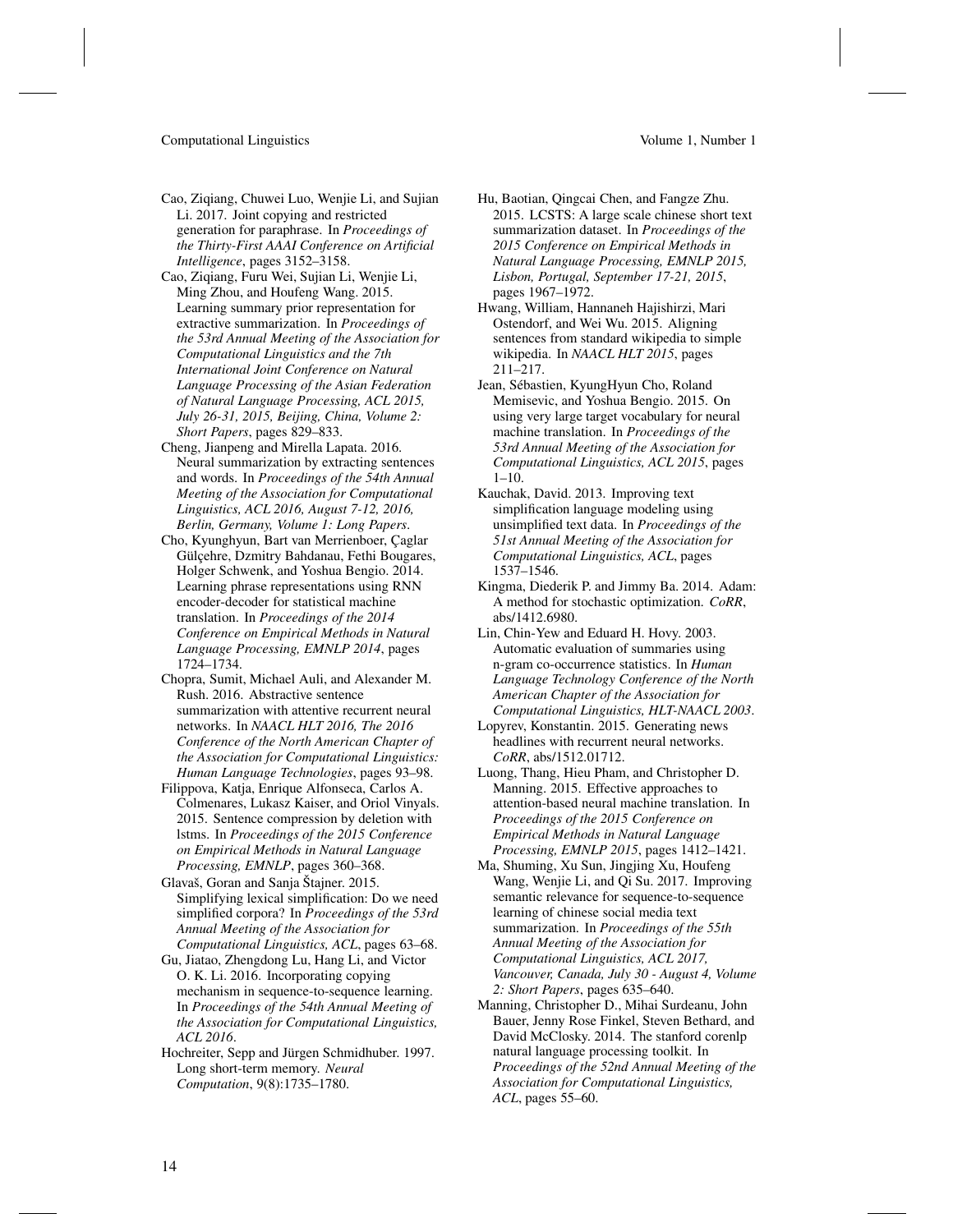Cao, Ziqiang, Chuwei Luo, Wenjie Li, and Sujian Li. 2017. Joint copying and restricted generation for paraphrase. In *Proceedings of the Thirty-First AAAI Conference on Artificial Intelligence*, pages 3152–3158.

Cao, Ziqiang, Furu Wei, Sujian Li, Wenjie Li, Ming Zhou, and Houfeng Wang. 2015. Learning summary prior representation for extractive summarization. In *Proceedings of the 53rd Annual Meeting of the Association for Computational Linguistics and the 7th International Joint Conference on Natural Language Processing of the Asian Federation of Natural Language Processing, ACL 2015, July 26-31, 2015, Beijing, China, Volume 2: Short Papers*, pages 829–833.

Cheng, Jianpeng and Mirella Lapata. 2016. Neural summarization by extracting sentences and words. In *Proceedings of the 54th Annual Meeting of the Association for Computational Linguistics, ACL 2016, August 7-12, 2016, Berlin, Germany, Volume 1: Long Papers*.

Cho, Kyunghyun, Bart van Merrienboer, Çaglar Gülçehre, Dzmitry Bahdanau, Fethi Bougares, Holger Schwenk, and Yoshua Bengio. 2014. Learning phrase representations using RNN encoder-decoder for statistical machine translation. In *Proceedings of the 2014 Conference on Empirical Methods in Natural Language Processing, EMNLP 2014*, pages 1724–1734.

Chopra, Sumit, Michael Auli, and Alexander M. Rush. 2016. Abstractive sentence summarization with attentive recurrent neural networks. In *NAACL HLT 2016, The 2016 Conference of the North American Chapter of the Association for Computational Linguistics: Human Language Technologies*, pages 93–98.

Filippova, Katja, Enrique Alfonseca, Carlos A. Colmenares, Lukasz Kaiser, and Oriol Vinyals. 2015. Sentence compression by deletion with lstms. In *Proceedings of the 2015 Conference on Empirical Methods in Natural Language Processing, EMNLP*, pages 360–368.

Glavaš, Goran and Sanja Štajner. 2015. Simplifying lexical simplification: Do we need simplified corpora? In *Proceedings of the 53rd Annual Meeting of the Association for Computational Linguistics, ACL*, pages 63–68.

Gu, Jiatao, Zhengdong Lu, Hang Li, and Victor O. K. Li. 2016. Incorporating copying mechanism in sequence-to-sequence learning. In *Proceedings of the 54th Annual Meeting of the Association for Computational Linguistics, ACL 2016*.

Hochreiter, Sepp and Jürgen Schmidhuber. 1997. Long short-term memory. *Neural Computation*, 9(8):1735–1780.

Hu, Baotian, Qingcai Chen, and Fangze Zhu. 2015. LCSTS: A large scale chinese short text summarization dataset. In *Proceedings of the 2015 Conference on Empirical Methods in Natural Language Processing, EMNLP 2015, Lisbon, Portugal, September 17-21, 2015*, pages 1967–1972.

Hwang, William, Hannaneh Hajishirzi, Mari Ostendorf, and Wei Wu. 2015. Aligning sentences from standard wikipedia to simple wikipedia. In *NAACL HLT 2015*, pages 211–217.

Jean, Sébastien, KyungHyun Cho, Roland Memisevic, and Yoshua Bengio. 2015. On using very large target vocabulary for neural machine translation. In *Proceedings of the 53rd Annual Meeting of the Association for Computational Linguistics, ACL 2015*, pages 1–10.

Kauchak, David. 2013. Improving text simplification language modeling using unsimplified text data. In *Proceedings of the 51st Annual Meeting of the Association for Computational Linguistics, ACL*, pages 1537–1546.

Kingma, Diederik P. and Jimmy Ba. 2014. Adam: A method for stochastic optimization. *CoRR*, abs/1412.6980.

Lin, Chin-Yew and Eduard H. Hovy. 2003. Automatic evaluation of summaries using n-gram co-occurrence statistics. In *Human Language Technology Conference of the North American Chapter of the Association for Computational Linguistics, HLT-NAACL 2003*.

Lopyrev, Konstantin. 2015. Generating news headlines with recurrent neural networks. *CoRR*, abs/1512.01712.

Luong, Thang, Hieu Pham, and Christopher D. Manning. 2015. Effective approaches to attention-based neural machine translation. In *Proceedings of the 2015 Conference on Empirical Methods in Natural Language Processing, EMNLP 2015*, pages 1412–1421.

Ma, Shuming, Xu Sun, Jingjing Xu, Houfeng Wang, Wenjie Li, and Qi Su. 2017. Improving semantic relevance for sequence-to-sequence learning of chinese social media text summarization. In *Proceedings of the 55th Annual Meeting of the Association for Computational Linguistics, ACL 2017, Vancouver, Canada, July 30 - August 4, Volume 2: Short Papers*, pages 635–640.

Manning, Christopher D., Mihai Surdeanu, John Bauer, Jenny Rose Finkel, Steven Bethard, and David McClosky. 2014. The stanford corenlp natural language processing toolkit. In *Proceedings of the 52nd Annual Meeting of the Association for Computational Linguistics, ACL*, pages 55–60.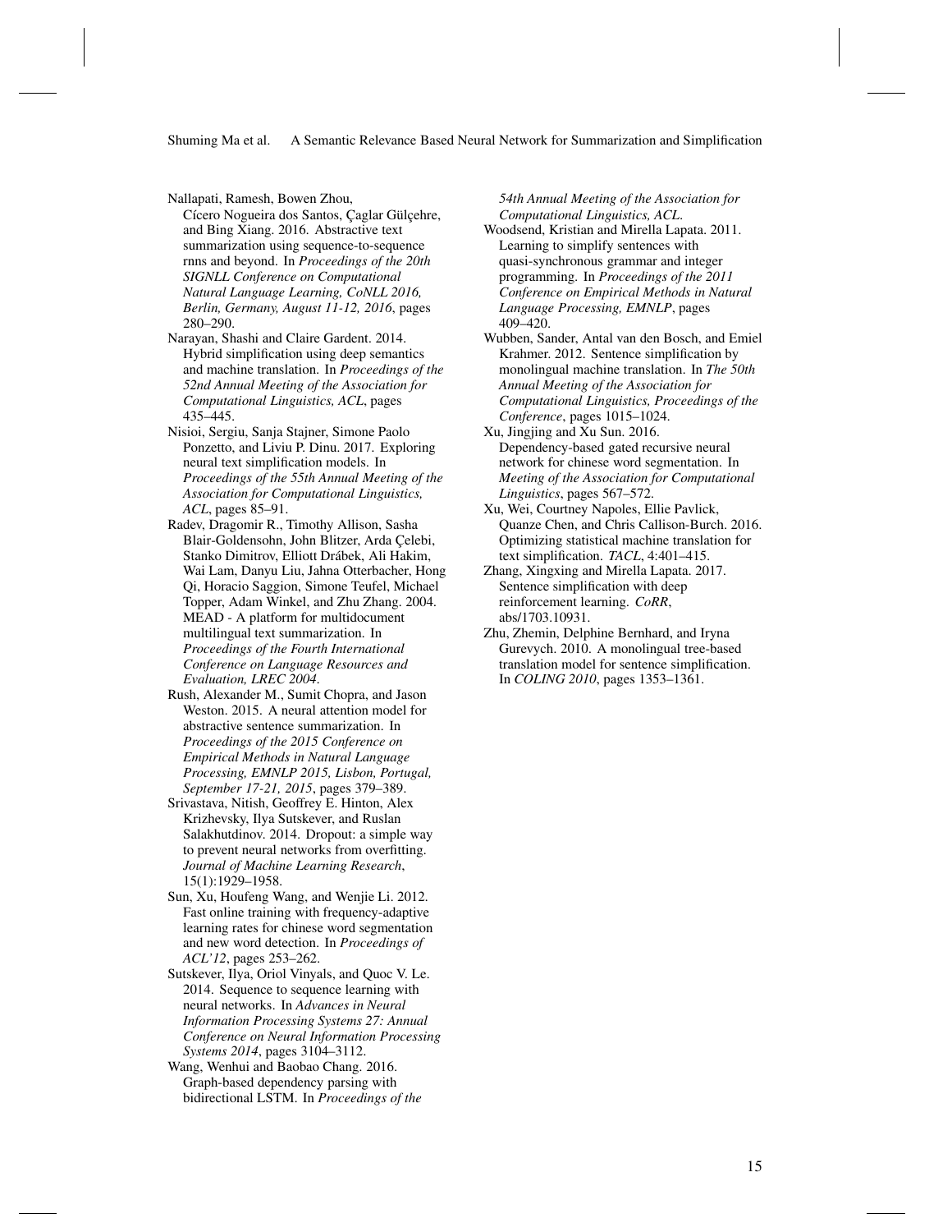Nallapati, Ramesh, Bowen Zhou, Cícero Nogueira dos Santos, Çaglar Gülçehre, and Bing Xiang. 2016. Abstractive text summarization using sequence-to-sequence rnns and beyond. In *Proceedings of the 20th SIGNLL Conference on Computational Natural Language Learning, CoNLL 2016, Berlin, Germany, August 11-12, 2016*, pages 280–290.

Narayan, Shashi and Claire Gardent. 2014. Hybrid simplification using deep semantics and machine translation. In *Proceedings of the 52nd Annual Meeting of the Association for Computational Linguistics, ACL*, pages 435–445.

Nisioi, Sergiu, Sanja Stajner, Simone Paolo Ponzetto, and Liviu P. Dinu. 2017. Exploring neural text simplification models. In *Proceedings of the 55th Annual Meeting of the Association for Computational Linguistics, ACL*, pages 85–91.

Radev, Dragomir R., Timothy Allison, Sasha Blair-Goldensohn, John Blitzer, Arda Çelebi, Stanko Dimitrov, Elliott Drábek, Ali Hakim, Wai Lam, Danyu Liu, Jahna Otterbacher, Hong Qi, Horacio Saggion, Simone Teufel, Michael Topper, Adam Winkel, and Zhu Zhang. 2004. MEAD - A platform for multidocument multilingual text summarization. In *Proceedings of the Fourth International Conference on Language Resources and Evaluation, LREC 2004*.

Rush, Alexander M., Sumit Chopra, and Jason Weston. 2015. A neural attention model for abstractive sentence summarization. In *Proceedings of the 2015 Conference on Empirical Methods in Natural Language Processing, EMNLP 2015, Lisbon, Portugal, September 17-21, 2015*, pages 379–389.

Srivastava, Nitish, Geoffrey E. Hinton, Alex Krizhevsky, Ilya Sutskever, and Ruslan Salakhutdinov. 2014. Dropout: a simple way to prevent neural networks from overfitting. *Journal of Machine Learning Research*, 15(1):1929–1958.

Sun, Xu, Houfeng Wang, and Wenjie Li. 2012. Fast online training with frequency-adaptive learning rates for chinese word segmentation and new word detection. In *Proceedings of ACL'12*, pages 253–262.

Sutskever, Ilya, Oriol Vinyals, and Quoc V. Le. 2014. Sequence to sequence learning with neural networks. In *Advances in Neural Information Processing Systems 27: Annual Conference on Neural Information Processing Systems 2014*, pages 3104–3112.

Wang, Wenhui and Baobao Chang. 2016. Graph-based dependency parsing with bidirectional LSTM. In *Proceedings of the 54th Annual Meeting of the Association for Computational Linguistics, ACL*.

Woodsend, Kristian and Mirella Lapata. 2011. Learning to simplify sentences with quasi-synchronous grammar and integer programming. In *Proceedings of the 2011 Conference on Empirical Methods in Natural Language Processing, EMNLP*, pages 409–420.

Wubben, Sander, Antal van den Bosch, and Emiel Krahmer. 2012. Sentence simplification by monolingual machine translation. In *The 50th Annual Meeting of the Association for Computational Linguistics, Proceedings of the Conference*, pages 1015–1024.

Xu, Jingjing and Xu Sun. 2016. Dependency-based gated recursive neural network for chinese word segmentation. In *Meeting of the Association for Computational Linguistics*, pages 567–572.

Xu, Wei, Courtney Napoles, Ellie Pavlick, Quanze Chen, and Chris Callison-Burch. 2016. Optimizing statistical machine translation for text simplification. *TACL*, 4:401–415.

Zhang, Xingxing and Mirella Lapata. 2017. Sentence simplification with deep reinforcement learning. *CoRR*, abs/1703.10931.

Zhu, Zhemin, Delphine Bernhard, and Iryna Gurevych. 2010. A monolingual tree-based translation model for sentence simplification. In *COLING 2010*, pages 1353–1361.